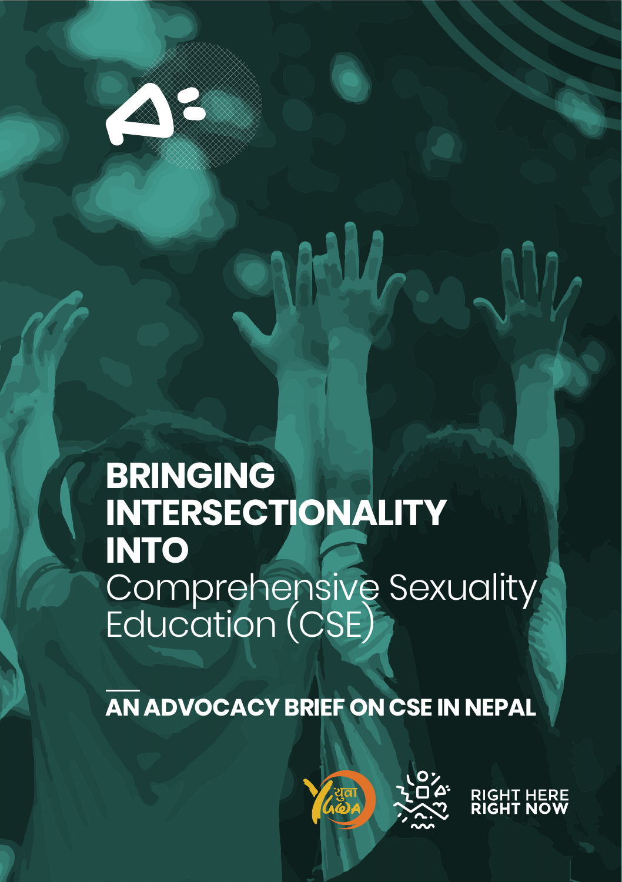# BRINGING INTERSECTIONALITY INTO Comprehensive Sexuality Education (CSE)

## AN ADVOCACY BRIEF ON CSE IN NEPAL

RIGHT HERE RIGHT NOW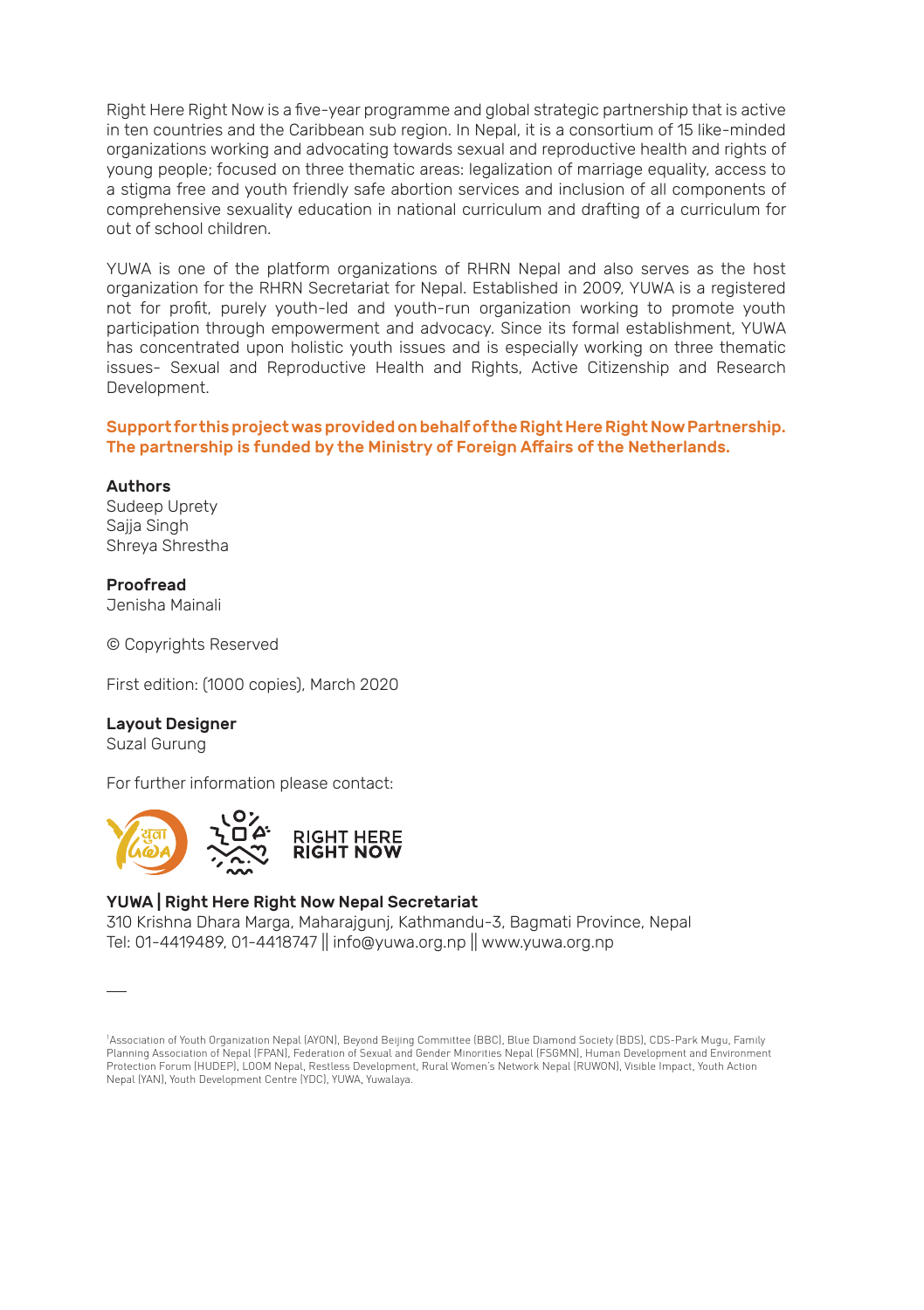Right Here Right Now is a five-year programme and global strategic partnership that is active in ten countries and the Caribbean sub region. In Nepal, it is a consortium of 15 like-minded organizations working and advocating towards sexual and reproductive health and rights of young people; focused on three thematic areas: legalization of marriage equality, access to a stigma free and youth friendly safe abortion services and inclusion of all components of comprehensive sexuality education in national curriculum and drafting of a curriculum for out of school children.

YUWA is one of the platform organizations of RHRN Nepal and also serves as the host organization for the RHRN Secretariat for Nepal. Established in 2009, YUWA is a registered not for profit, purely youth-led and youth-run organization working to promote youth participation through empowerment and advocacy. Since its formal establishment, YUWA has concentrated upon holistic youth issues and is especially working on three thematic issues- Sexual and Reproductive Health and Rights, Active Citizenship and Research Development.

**Support for this project was provided on behalf of the Right Here Right Now Partnership. The partnership is funded by the Ministry of Foreign Affairs of the Netherlands.**

**Authors**
Sudeep Uprety
Sajja Singh
Shreya Shrestha

**Proofread**
Jenisha Mainali

© Copyrights Reserved

First edition: (1000 copies), March 2020

**Layout Designer**
Suzal Gurung

For further information please contact:

RIGHT HERE RIGHT NOW

**YUWA | Right Here Right Now Nepal Secretariat**
310 Krishna Dhara Marga, Maharajgunj, Kathmandu-3, Bagmati Province, Nepal
Tel: 01-4419489, 01-4418747 || info@yuwa.org.np || www.yuwa.org.np

---

[1] Association of Youth Organization Nepal (AYON), Beyond Beijing Committee (BBC), Blue Diamond Society (BDS), CDS-Park Mugu, Family Planning Association of Nepal (FPAN), Federation of Sexual and Gender Minorities Nepal (FSGMN), Human Development and Environment Protection Forum (HUDEP), LOOM Nepal, Restless Development, Rural Women's Network Nepal (RUWON), Visible Impact, Youth Action Nepal (YAN), Youth Development Centre (YDC), YUWA, Yuwalaya.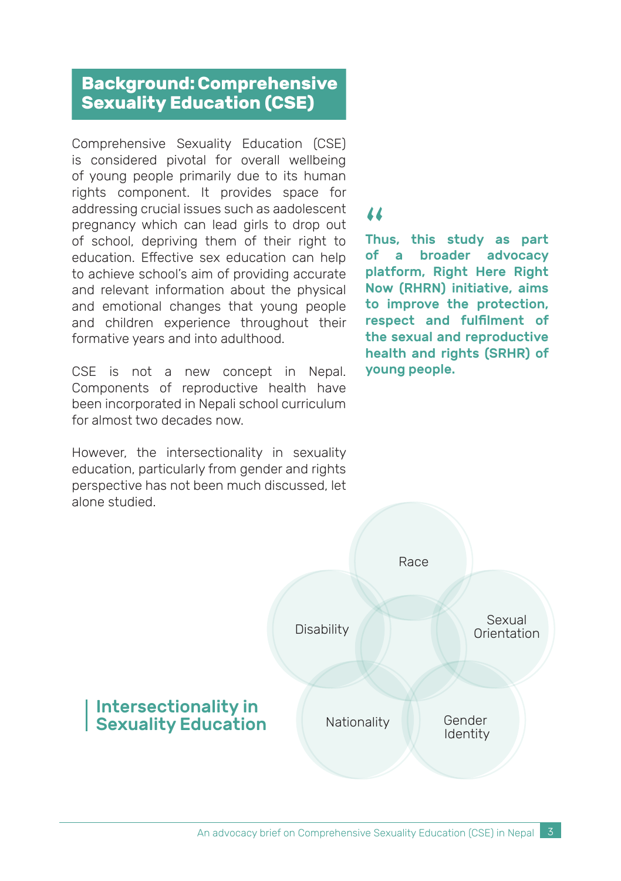## Background: Comprehensive Sexuality Education (CSE)

Comprehensive Sexuality Education (CSE) is considered pivotal for overall wellbeing of young people primarily due to its human rights component. It provides space for addressing crucial issues such as aadolescent pregnancy which can lead girls to drop out of school, depriving them of their right to education. Effective sex education can help to achieve school's aim of providing accurate and relevant information about the physical and emotional changes that young people and children experience throughout their formative years and into adulthood.

CSE is not a new concept in Nepal. Components of reproductive health have been incorporated in Nepali school curriculum for almost two decades now.

However, the intersectionality in sexuality education, particularly from gender and rights perspective has not been much discussed, let alone studied.

> **Thus, this study as part of a broader advocacy platform, Right Here Right Now (RHRN) initiative, aims to improve the protection, respect and fulfilment of the sexual and reproductive health and rights (SRHR) of young people.**

### Intersectionality in Sexuality Education

Race

Disability

Sexual Orientation

Nationality

Gender Identity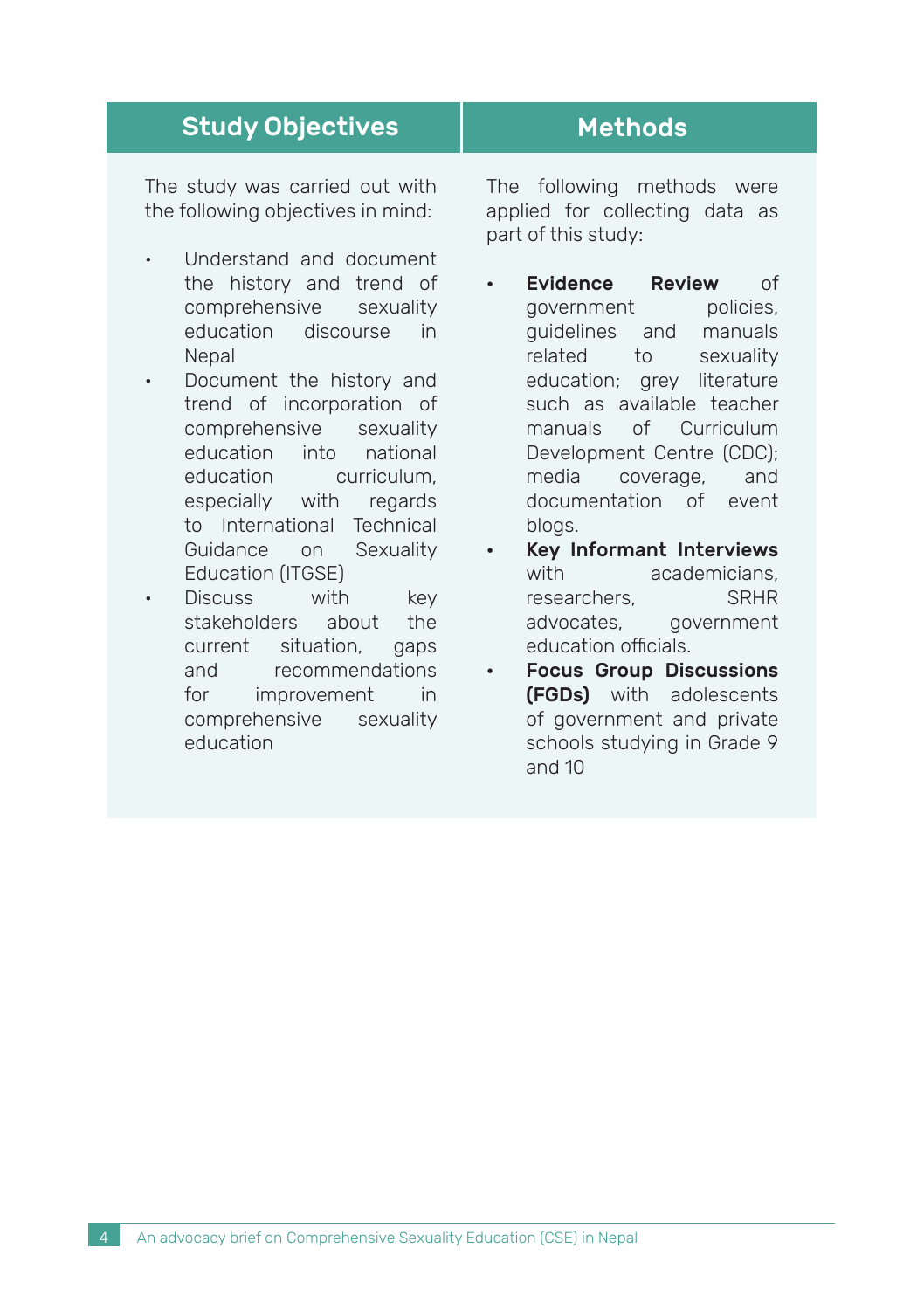## Study Objectives

The study was carried out with the following objectives in mind:

- Understand and document the history and trend of comprehensive sexuality education discourse in Nepal
- Document the history and trend of incorporation of comprehensive sexuality education into national education curriculum, especially with regards to International Technical Guidance on Sexuality Education (ITGSE)
- Discuss with key stakeholders about the current situation, gaps and recommendations for improvement in comprehensive sexuality education

## Methods

The following methods were applied for collecting data as part of this study:

- **Evidence Review** of government policies, guidelines and manuals related to sexuality education; grey literature such as available teacher manuals of Curriculum Development Centre (CDC); media coverage, and documentation of event blogs.
- **Key Informant Interviews** with academicians, researchers, SRHR advocates, government education officials.
- **Focus Group Discussions (FGDs)** with adolescents of government and private schools studying in Grade 9 and 10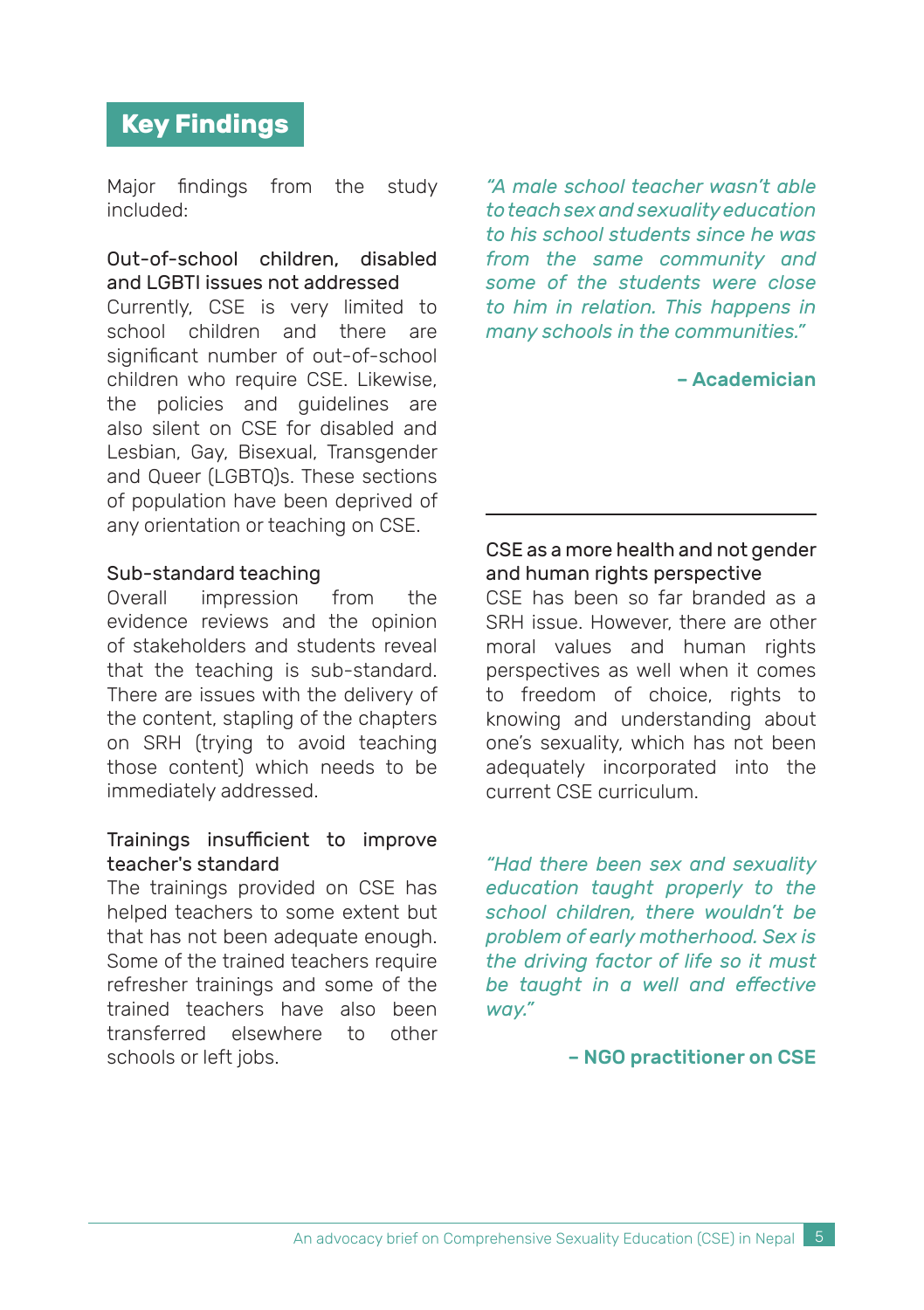## Key Findings

Major findings from the study included:

**Out-of-school children, disabled and LGBTI issues not addressed**

Currently, CSE is very limited to school children and there are significant number of out-of-school children who require CSE. Likewise, the policies and guidelines are also silent on CSE for disabled and Lesbian, Gay, Bisexual, Transgender and Queer (LGBTQ)s. These sections of population have been deprived of any orientation or teaching on CSE.

**Sub-standard teaching**

Overall impression from the evidence reviews and the opinion of stakeholders and students reveal that the teaching is sub-standard. There are issues with the delivery of the content, stapling of the chapters on SRH (trying to avoid teaching those content) which needs to be immediately addressed.

**Trainings insufficient to improve teacher's standard**

The trainings provided on CSE has helped teachers to some extent but that has not been adequate enough. Some of the trained teachers require refresher trainings and some of the trained teachers have also been transferred elsewhere to other schools or left jobs.

*"A male school teacher wasn't able to teach sex and sexuality education to his school students since he was from the same community and some of the students were close to him in relation. This happens in many schools in the communities."*

**– Academician**

---

**CSE as a more health and not gender and human rights perspective**

CSE has been so far branded as a SRH issue. However, there are other moral values and human rights perspectives as well when it comes to freedom of choice, rights to knowing and understanding about one's sexuality, which has not been adequately incorporated into the current CSE curriculum.

*"Had there been sex and sexuality education taught properly to the school children, there wouldn't be problem of early motherhood. Sex is the driving factor of life so it must be taught in a well and effective way."*

**– NGO practitioner on CSE**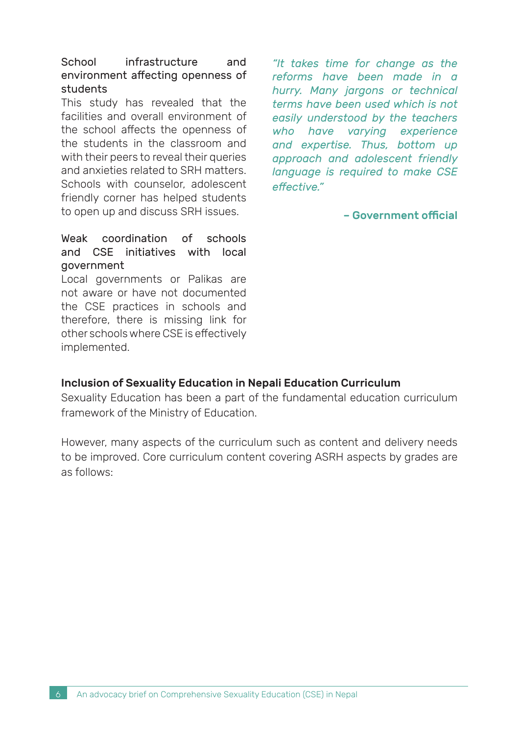### School infrastructure and environment affecting openness of students

This study has revealed that the facilities and overall environment of the school affects the openness of the students in the classroom and with their peers to reveal their queries and anxieties related to SRH matters. Schools with counselor, adolescent friendly corner has helped students to open up and discuss SRH issues.

### Weak coordination of schools and CSE initiatives with local government

Local governments or Palikas are not aware or have not documented the CSE practices in schools and therefore, there is missing link for other schools where CSE is effectively implemented.

> *"It takes time for change as the reforms have been made in a hurry. Many jargons or technical terms have been used which is not easily understood by the teachers who have varying experience and expertise. Thus, bottom up approach and adolescent friendly language is required to make CSE effective."*
>
> **– Government official**

## Inclusion of Sexuality Education in Nepali Education Curriculum

Sexuality Education has been a part of the fundamental education curriculum framework of the Ministry of Education.

However, many aspects of the curriculum such as content and delivery needs to be improved. Core curriculum content covering ASRH aspects by grades are as follows: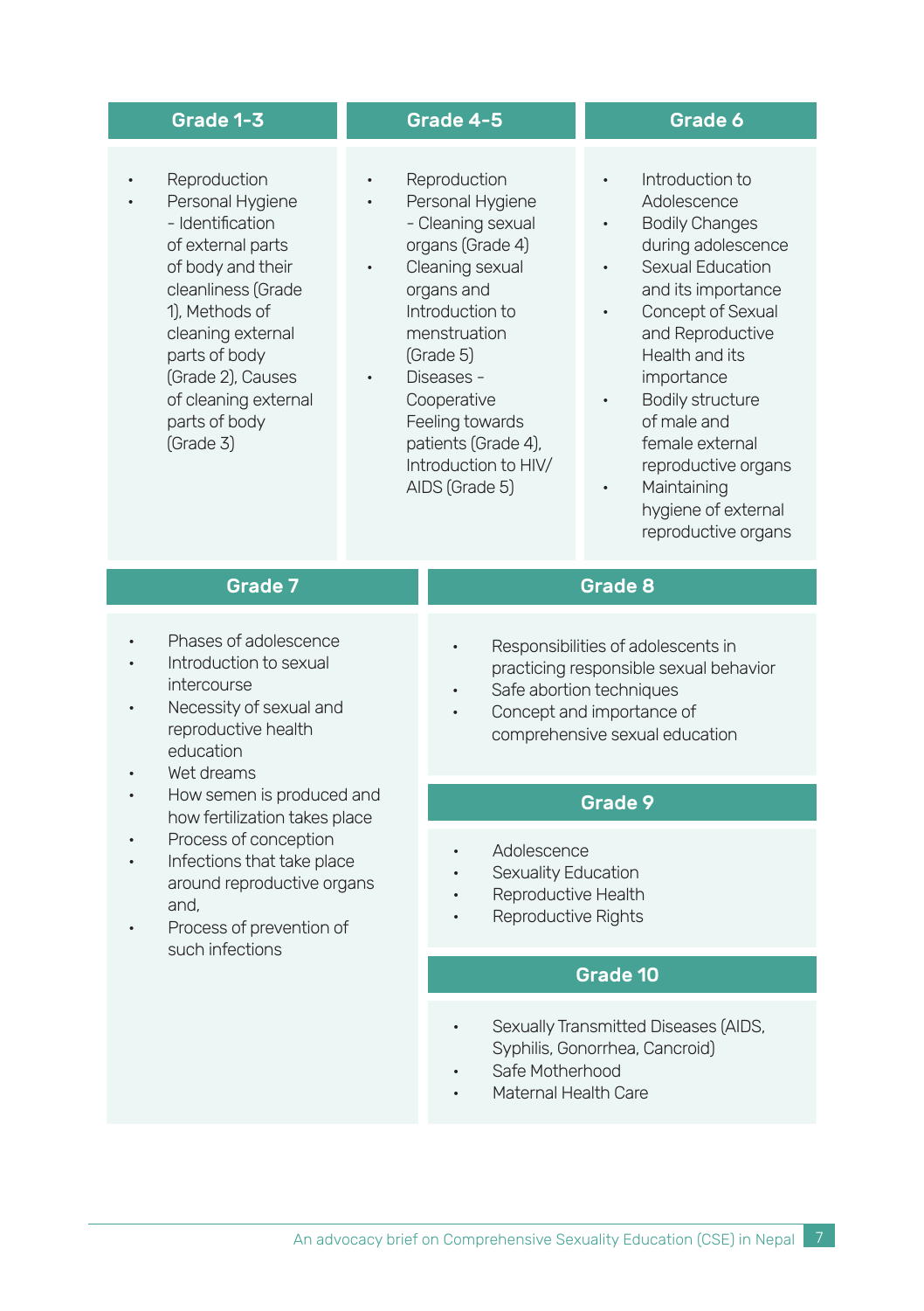### Grade 1-3

- Reproduction
- Personal Hygiene – Identification of external parts of body and their cleanliness (Grade 1), Methods of cleaning external parts of body (Grade 2), Causes of cleaning external parts of body (Grade 3)

### Grade 4-5

- Reproduction
- Personal Hygiene – Cleaning sexual organs (Grade 4)
- Cleaning sexual organs and Introduction to menstruation (Grade 5)
- Diseases – Cooperative Feeling towards patients (Grade 4), Introduction to HIV/ AIDS (Grade 5)

### Grade 6

- Introduction to Adolescence
- Bodily Changes during adolescence
- Sexual Education and its importance
- Concept of Sexual and Reproductive Health and its importance
- Bodily structure of male and female external reproductive organs
- Maintaining hygiene of external reproductive organs

### Grade 7

- Phases of adolescence
- Introduction to sexual intercourse
- Necessity of sexual and reproductive health education
- Wet dreams
- How semen is produced and how fertilization takes place
- Process of conception
- Infections that take place around reproductive organs and,
- Process of prevention of such infections

### Grade 8

- Responsibilities of adolescents in practicing responsible sexual behavior
- Safe abortion techniques
- Concept and importance of comprehensive sexual education

### Grade 9

- Adolescence
- Sexuality Education
- Reproductive Health
- Reproductive Rights

### Grade 10

- Sexually Transmitted Diseases (AIDS, Syphilis, Gonorrhea, Cancroid)
- Safe Motherhood
- Maternal Health Care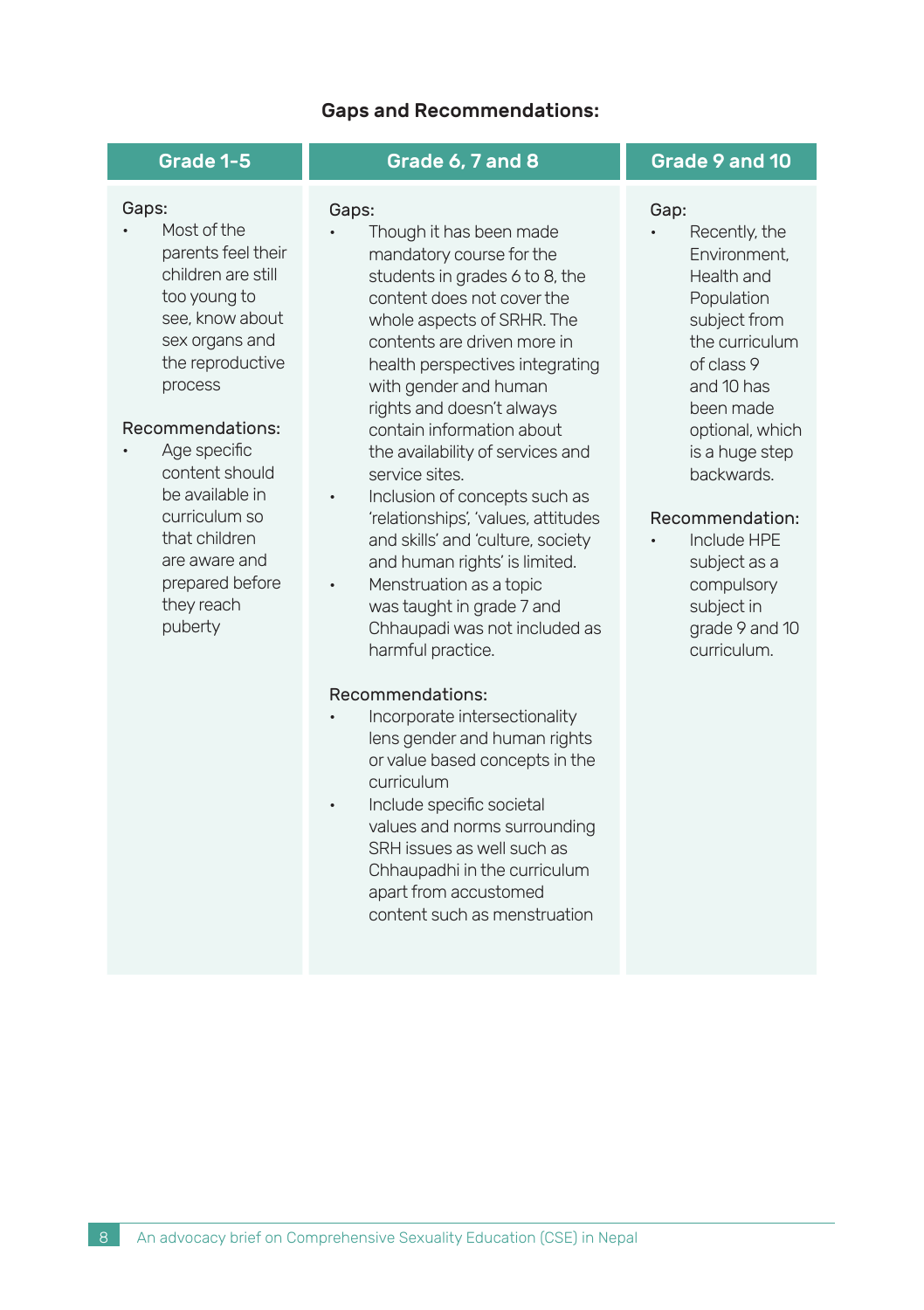## Gaps and Recommendations:

| Grade 1-5 | Grade 6, 7 and 8 | Grade 9 and 10 |
|---|---|---|
| Gaps:<br>• Most of the parents feel their children are still too young to see, know about sex organs and the reproductive process<br><br>Recommendations:<br>• Age specific content should be available in curriculum so that children are aware and prepared before they reach puberty | Gaps:<br>• Though it has been made mandatory course for the students in grades 6 to 8, the content does not cover the whole aspects of SRHR. The contents are driven more in health perspectives integrating with gender and human rights and doesn't always contain information about the availability of services and service sites.<br>• Inclusion of concepts such as 'relationships', 'values, attitudes and skills' and 'culture, society and human rights' is limited.<br>• Menstruation as a topic was taught in grade 7 and Chhaupadi was not included as harmful practice.<br><br>Recommendations:<br>• Incorporate intersectionality lens gender and human rights or value based concepts in the curriculum<br>• Include specific societal values and norms surrounding SRH issues as well such as Chhaupadhi in the curriculum apart from accustomed content such as menstruation | Gap:<br>• Recently, the Environment, Health and Population subject from the curriculum of class 9 and 10 has been made optional, which is a huge step backwards.<br><br>Recommendation:<br>• Include HPE subject as a compulsory subject in grade 9 and 10 curriculum. |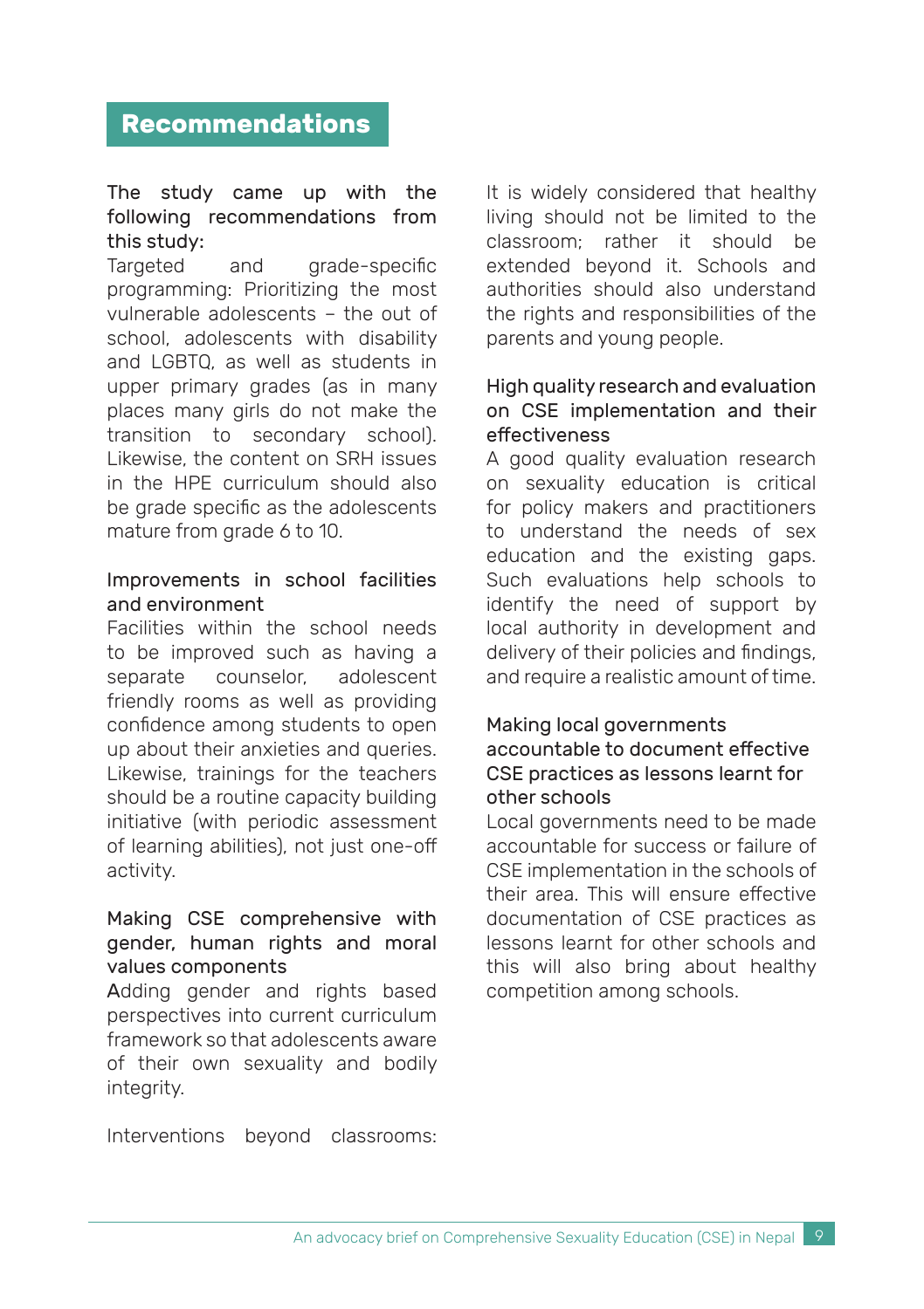## Recommendations

The study came up with the following recommendations from this study:

Targeted and grade-specific programming: Prioritizing the most vulnerable adolescents – the out of school, adolescents with disability and LGBTQ, as well as students in upper primary grades (as in many places many girls do not make the transition to secondary school). Likewise, the content on SRH issues in the HPE curriculum should also be grade specific as the adolescents mature from grade 6 to 10.

### Improvements in school facilities and environment

Facilities within the school needs to be improved such as having a separate counselor, adolescent friendly rooms as well as providing confidence among students to open up about their anxieties and queries. Likewise, trainings for the teachers should be a routine capacity building initiative (with periodic assessment of learning abilities), not just one-off activity.

### Making CSE comprehensive with gender, human rights and moral values components

Adding gender and rights based perspectives into current curriculum framework so that adolescents aware of their own sexuality and bodily integrity.

Interventions beyond classrooms: It is widely considered that healthy living should not be limited to the classroom; rather it should be extended beyond it. Schools and authorities should also understand the rights and responsibilities of the parents and young people.

### High quality research and evaluation on CSE implementation and their effectiveness

A good quality evaluation research on sexuality education is critical for policy makers and practitioners to understand the needs of sex education and the existing gaps. Such evaluations help schools to identify the need of support by local authority in development and delivery of their policies and findings, and require a realistic amount of time.

### Making local governments accountable to document effective CSE practices as lessons learnt for other schools

Local governments need to be made accountable for success or failure of CSE implementation in the schools of their area. This will ensure effective documentation of CSE practices as lessons learnt for other schools and this will also bring about healthy competition among schools.